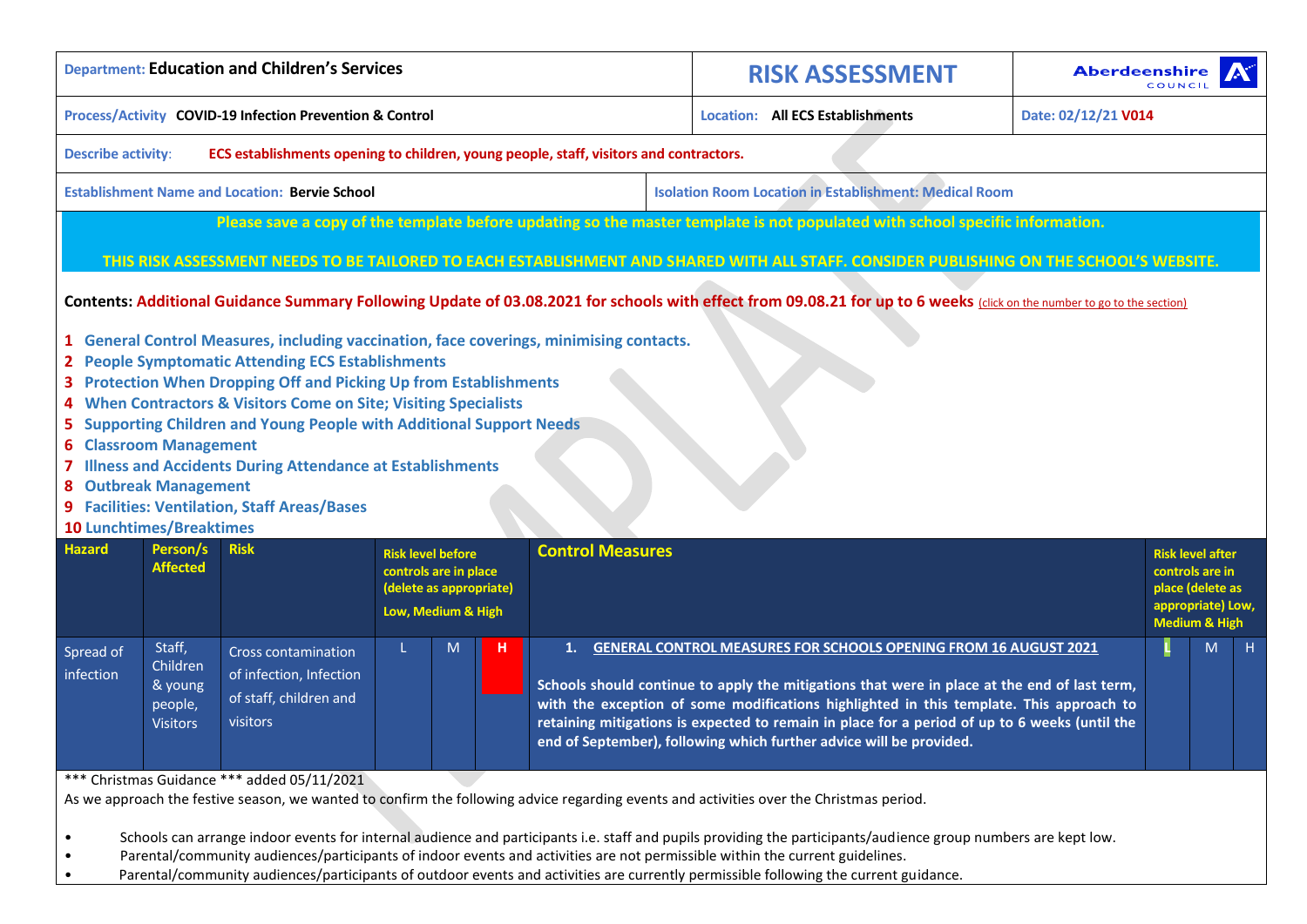| Department: **Education and Children's Services** | **RISK ASSESSMENT** | Aberdeenshire COUNCIL |
|---|---|---|
| Process/Activity **COVID-19 Infection Prevention & Control** | Location: **All ECS Establishments** | Date: 02/12/21 **V014** |

**Describe activity:** **ECS establishments opening to children, young people, staff, visitors and contractors.**

**Establishment Name and Location: Bervie School** | **Isolation Room Location in Establishment: Medical Room**

**Please save a copy of the template before updating so the master template is not populated with school specific information.**

**THIS RISK ASSESSMENT NEEDS TO BE TAILORED TO EACH ESTABLISHMENT AND SHARED WITH ALL STAFF. CONSIDER PUBLISHING ON THE SCHOOL'S WEBSITE.**

**Contents: Additional Guidance Summary Following Update of 03.08.2021 for schools with effect from 09.08.21 for up to 6 weeks** (click on the number to go to the section)

1. **General Control Measures, including vaccination, face coverings, minimising contacts.**
2. **People Symptomatic Attending ECS Establishments**
3. **Protection When Dropping Off and Picking Up from Establishments**
4. **When Contractors & Visitors Come on Site; Visiting Specialists**
5. **Supporting Children and Young People with Additional Support Needs**
6. **Classroom Management**
7. **Illness and Accidents During Attendance at Establishments**
8. **Outbreak Management**
9. **Facilities: Ventilation, Staff Areas/Bases**
10. **Lunchtimes/Breaktimes**

| Hazard | Person/s Affected | Risk | Risk level before controls are in place (delete as appropriate) Low, Medium & High | | | Control Measures | Risk level after controls are in place (delete as appropriate) Low, Medium & High | | |
|---|---|---|---|---|---|---|---|---|---|
| Spread of infection | Staff, Children & young people, Visitors | Cross contamination of infection, Infection of staff, children and visitors | L | M | **H** | **1. GENERAL CONTROL MEASURES FOR SCHOOLS OPENING FROM 16 AUGUST 2021**<br><br>**Schools should continue to apply the mitigations that were in place at the end of last term, with the exception of some modifications highlighted in this template. This approach to retaining mitigations is expected to remain in place for a period of up to 6 weeks (until the end of September), following which further advice will be provided.** | **L** | M | H |

\*\*\* Christmas Guidance \*\*\* added 05/11/2021

As we approach the festive season, we wanted to confirm the following advice regarding events and activities over the Christmas period.

- Schools can arrange indoor events for internal audience and participants i.e. staff and pupils providing the participants/audience group numbers are kept low.
- Parental/community audiences/participants of indoor events and activities are not permissible within the current guidelines.
- Parental/community audiences/participants of outdoor events and activities are currently permissible following the current guidance.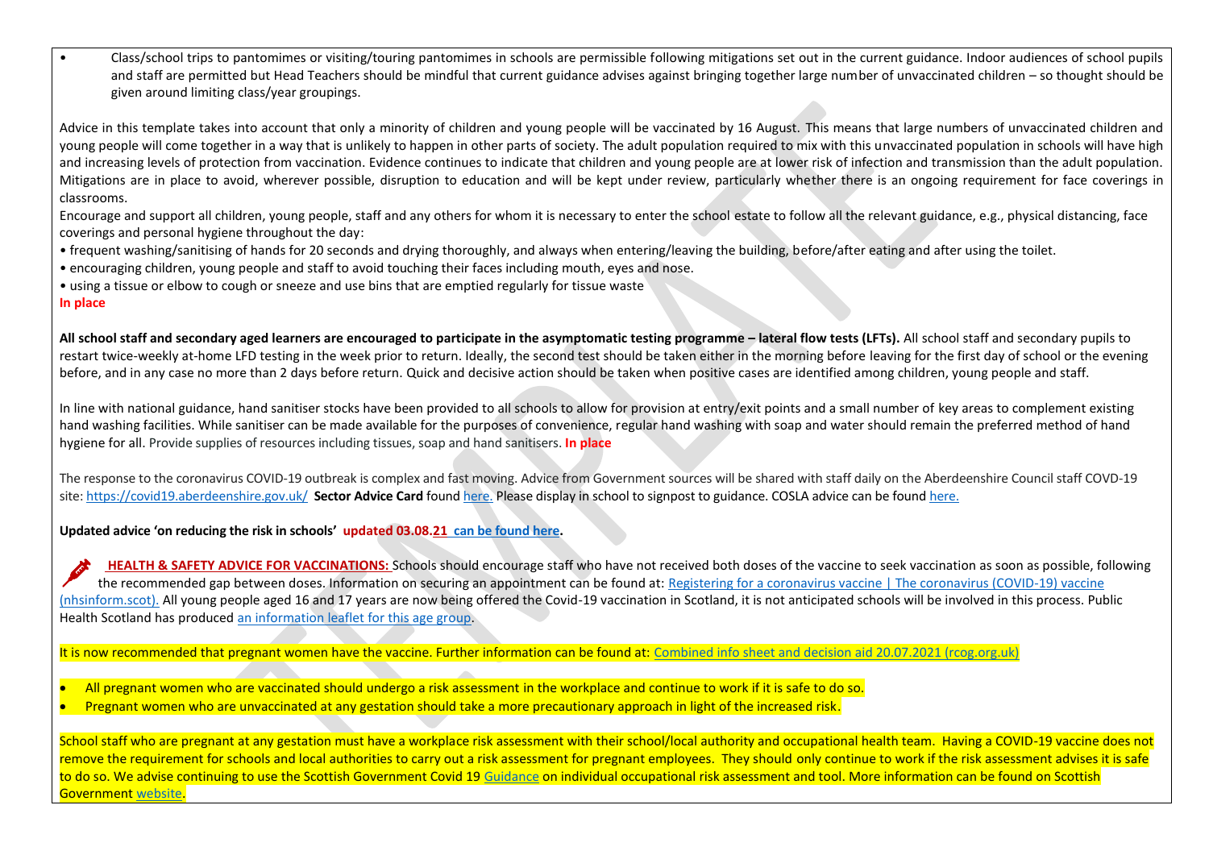- Class/school trips to pantomimes or visiting/touring pantomimes in schools are permissible following mitigations set out in the current guidance. Indoor audiences of school pupils and staff are permitted but Head Teachers should be mindful that current guidance advises against bringing together large number of unvaccinated children – so thought should be given around limiting class/year groupings.

Advice in this template takes into account that only a minority of children and young people will be vaccinated by 16 August. This means that large numbers of unvaccinated children and young people will come together in a way that is unlikely to happen in other parts of society. The adult population required to mix with this unvaccinated population in schools will have high and increasing levels of protection from vaccination. Evidence continues to indicate that children and young people are at lower risk of infection and transmission than the adult population. Mitigations are in place to avoid, wherever possible, disruption to education and will be kept under review, particularly whether there is an ongoing requirement for face coverings in classrooms.

Encourage and support all children, young people, staff and any others for whom it is necessary to enter the school estate to follow all the relevant guidance, e.g., physical distancing, face coverings and personal hygiene throughout the day:

- frequent washing/sanitising of hands for 20 seconds and drying thoroughly, and always when entering/leaving the building, before/after eating and after using the toilet.
- encouraging children, young people and staff to avoid touching their faces including mouth, eyes and nose.
- using a tissue or elbow to cough or sneeze and use bins that are emptied regularly for tissue waste

**In place**

**All school staff and secondary aged learners are encouraged to participate in the asymptomatic testing programme – lateral flow tests (LFTs).** All school staff and secondary pupils to restart twice-weekly at-home LFD testing in the week prior to return. Ideally, the second test should be taken either in the morning before leaving for the first day of school or the evening before, and in any case no more than 2 days before return. Quick and decisive action should be taken when positive cases are identified among children, young people and staff.

In line with national guidance, hand sanitiser stocks have been provided to all schools to allow for provision at entry/exit points and a small number of key areas to complement existing hand washing facilities. While sanitiser can be made available for the purposes of convenience, regular hand washing with soap and water should remain the preferred method of hand hygiene for all. Provide supplies of resources including tissues, soap and hand sanitisers. **In place**

The response to the coronavirus COVID-19 outbreak is complex and fast moving. Advice from Government sources will be shared with staff daily on the Aberdeenshire Council staff COVID-19 site: https://covid19.aberdeenshire.gov.uk/ **Sector Advice Card** found here. Please display in school to signpost to guidance. COSLA advice can be found here.

**Updated advice 'on reducing the risk in schools' updated 03.08.21 can be found here.**

**HEALTH & SAFETY ADVICE FOR VACCINATIONS:** Schools should encourage staff who have not received both doses of the vaccine to seek vaccination as soon as possible, following the recommended gap between doses. Information on securing an appointment can be found at: Registering for a coronavirus vaccine | The coronavirus (COVID-19) vaccine (nhsinform.scot). All young people aged 16 and 17 years are now being offered the Covid-19 vaccination in Scotland, it is not anticipated schools will be involved in this process. Public Health Scotland has produced an information leaflet for this age group.

It is now recommended that pregnant women have the vaccine. Further information can be found at: Combined info sheet and decision aid 20.07.2021 (rcog.org.uk)

- All pregnant women who are vaccinated should undergo a risk assessment in the workplace and continue to work if it is safe to do so.
- Pregnant women who are unvaccinated at any gestation should take a more precautionary approach in light of the increased risk.

School staff who are pregnant at any gestation must have a workplace risk assessment with their school/local authority and occupational health team. Having a COVID-19 vaccine does not remove the requirement for schools and local authorities to carry out a risk assessment for pregnant employees. They should only continue to work if the risk assessment advises it is safe to do so. We advise continuing to use the Scottish Government Covid 19 Guidance on individual occupational risk assessment and tool. More information can be found on Scottish Government website.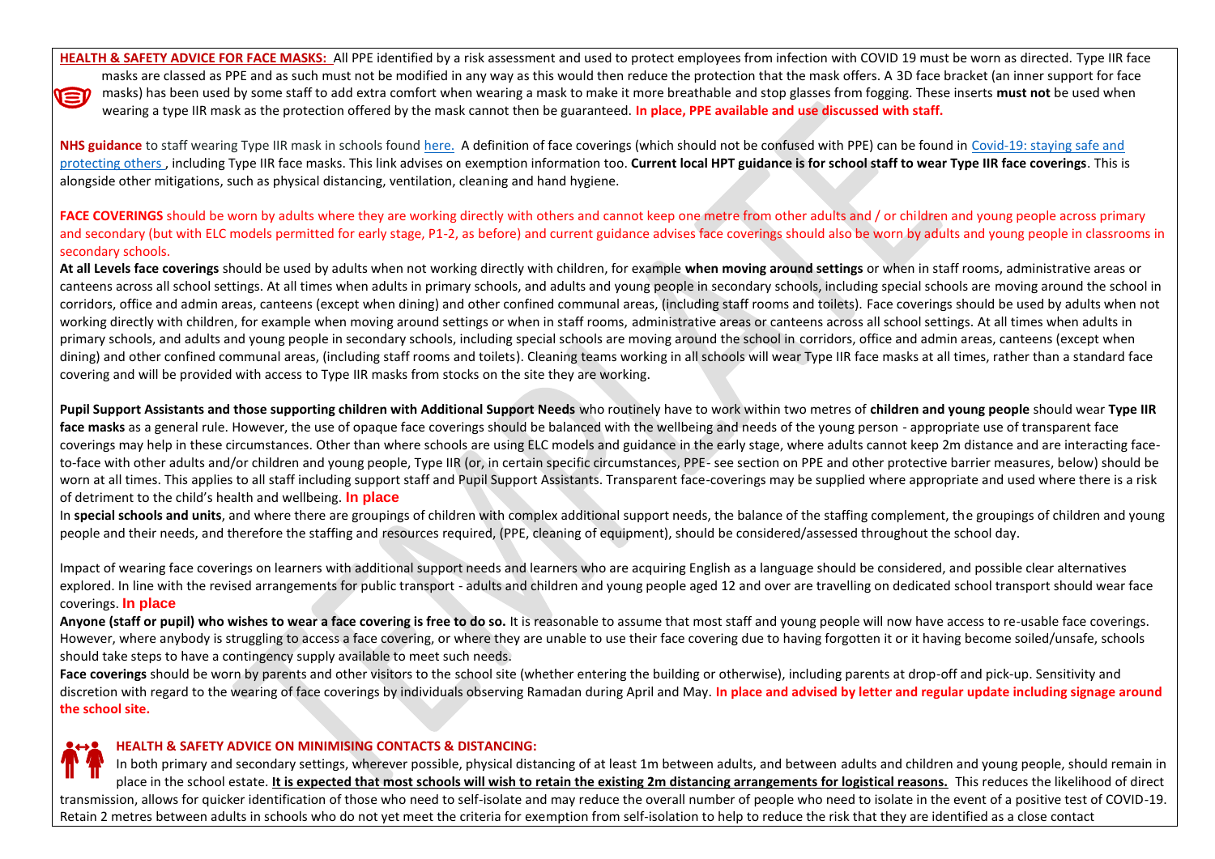**HEALTH & SAFETY ADVICE FOR FACE MASKS:** All PPE identified by a risk assessment and used to protect employees from infection with COVID 19 must be worn as directed. Type IIR face masks are classed as PPE and as such must not be modified in any way as this would then reduce the protection that the mask offers. A 3D face bracket (an inner support for face masks) has been used by some staff to add extra comfort when wearing a mask to make it more breathable and stop glasses from fogging. These inserts **must not** be used when wearing a type IIR mask as the protection offered by the mask cannot then be guaranteed. **In place, PPE available and use discussed with staff.**

**NHS guidance** to staff wearing Type IIR mask in schools found here. A definition of face coverings (which should not be confused with PPE) can be found in Covid-19: staying safe and protecting others, including Type IIR face masks. This link advises on exemption information too. **Current local HPT guidance is for school staff to wear Type IIR face coverings**. This is alongside other mitigations, such as physical distancing, ventilation, cleaning and hand hygiene.

**FACE COVERINGS** should be worn by adults where they are working directly with others and cannot keep one metre from other adults and / or children and young people across primary and secondary (but with ELC models permitted for early stage, P1-2, as before) and current guidance advises face coverings should also be worn by adults and young people in classrooms in secondary schools.

**At all Levels face coverings** should be used by adults when not working directly with children, for example **when moving around settings** or when in staff rooms, administrative areas or canteens across all school settings. At all times when adults in primary schools, and adults and young people in secondary schools, including special schools are moving around the school in corridors, office and admin areas, canteens (except when dining) and other confined communal areas, (including staff rooms and toilets). Face coverings should be used by adults when not working directly with children, for example when moving around settings or when in staff rooms, administrative areas or canteens across all school settings. At all times when adults in primary schools, and adults and young people in secondary schools, including special schools are moving around the school in corridors, office and admin areas, canteens (except when dining) and other confined communal areas, (including staff rooms and toilets). Cleaning teams working in all schools will wear Type IIR face masks at all times, rather than a standard face covering and will be provided with access to Type IIR masks from stocks on the site they are working.

**Pupil Support Assistants and those supporting children with Additional Support Needs** who routinely have to work within two metres of **children and young people** should wear **Type IIR face masks** as a general rule. However, the use of opaque face coverings should be balanced with the wellbeing and needs of the young person - appropriate use of transparent face coverings may help in these circumstances. Other than where schools are using ELC models and guidance in the early stage, where adults cannot keep 2m distance and are interacting face-to-face with other adults and/or children and young people, Type IIR (or, in certain specific circumstances, PPE- see section on PPE and other protective barrier measures, below) should be worn at all times. This applies to all staff including support staff and Pupil Support Assistants. Transparent face-coverings may be supplied where appropriate and used where there is a risk of detriment to the child's health and wellbeing. **In place**

In **special schools and units**, and where there are groupings of children with complex additional support needs, the balance of the staffing complement, the groupings of children and young people and their needs, and therefore the staffing and resources required, (PPE, cleaning of equipment), should be considered/assessed throughout the school day.

Impact of wearing face coverings on learners with additional support needs and learners who are acquiring English as a language should be considered, and possible clear alternatives explored. In line with the revised arrangements for public transport - adults and children and young people aged 12 and over are travelling on dedicated school transport should wear face coverings. **In place**

**Anyone (staff or pupil) who wishes to wear a face covering is free to do so.** It is reasonable to assume that most staff and young people will now have access to re-usable face coverings. However, where anybody is struggling to access a face covering, or where they are unable to use their face covering due to having forgotten it or it having become soiled/unsafe, schools should take steps to have a contingency supply available to meet such needs.

**Face coverings** should be worn by parents and other visitors to the school site (whether entering the building or otherwise), including parents at drop-off and pick-up. Sensitivity and discretion with regard to the wearing of face coverings by individuals observing Ramadan during April and May. **In place and advised by letter and regular update including signage around the school site.**

**HEALTH & SAFETY ADVICE ON MINIMISING CONTACTS & DISTANCING:**

In both primary and secondary settings, wherever possible, physical distancing of at least 1m between adults, and between adults and children and young people, should remain in place in the school estate. **It is expected that most schools will wish to retain the existing 2m distancing arrangements for logistical reasons.** This reduces the likelihood of direct transmission, allows for quicker identification of those who need to self-isolate and may reduce the overall number of people who need to isolate in the event of a positive test of COVID-19. Retain 2 metres between adults in schools who do not yet meet the criteria for exemption from self-isolation to help to reduce the risk that they are identified as a close contact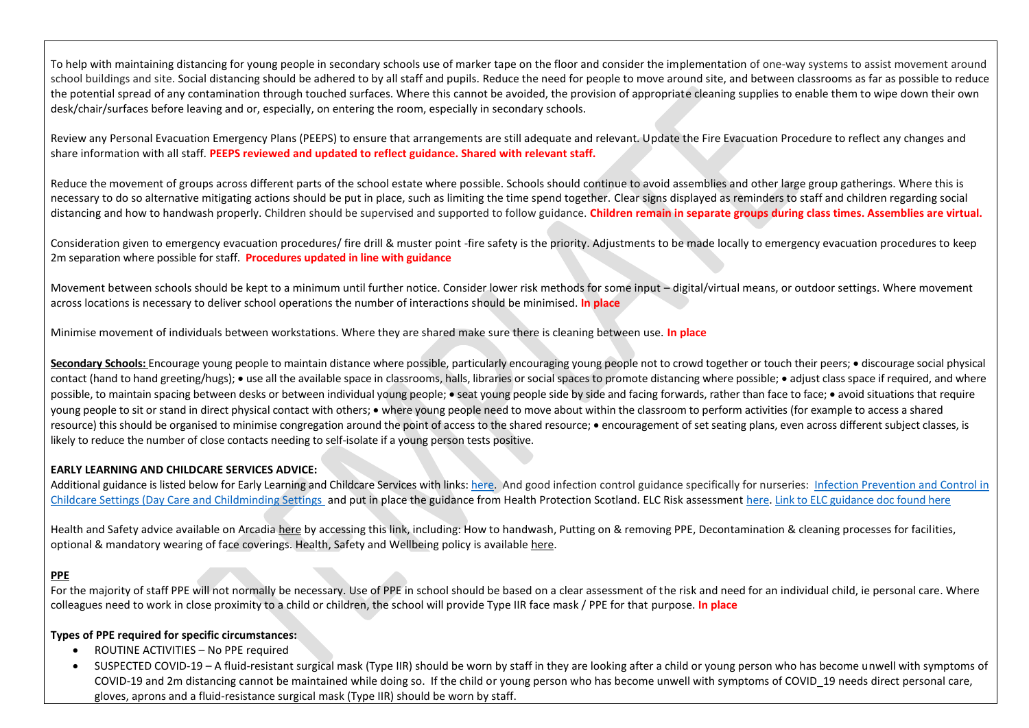To help with maintaining distancing for young people in secondary schools use of marker tape on the floor and consider the implementation of one-way systems to assist movement around school buildings and site. Social distancing should be adhered to by all staff and pupils. Reduce the need for people to move around site, and between classrooms as far as possible to reduce the potential spread of any contamination through touched surfaces. Where this cannot be avoided, the provision of appropriate cleaning supplies to enable them to wipe down their own desk/chair/surfaces before leaving and or, especially, on entering the room, especially in secondary schools.

Review any Personal Evacuation Emergency Plans (PEEPS) to ensure that arrangements are still adequate and relevant. Update the Fire Evacuation Procedure to reflect any changes and share information with all staff. **PEEPS reviewed and updated to reflect guidance. Shared with relevant staff.**

Reduce the movement of groups across different parts of the school estate where possible. Schools should continue to avoid assemblies and other large group gatherings. Where this is necessary to do so alternative mitigating actions should be put in place, such as limiting the time spend together. Clear signs displayed as reminders to staff and children regarding social distancing and how to handwash properly. Children should be supervised and supported to follow guidance. **Children remain in separate groups during class times. Assemblies are virtual.**

Consideration given to emergency evacuation procedures/ fire drill & muster point -fire safety is the priority. Adjustments to be made locally to emergency evacuation procedures to keep 2m separation where possible for staff. **Procedures updated in line with guidance**

Movement between schools should be kept to a minimum until further notice. Consider lower risk methods for some input – digital/virtual means, or outdoor settings. Where movement across locations is necessary to deliver school operations the number of interactions should be minimised. **In place**

Minimise movement of individuals between workstations. Where they are shared make sure there is cleaning between use. **In place**

**Secondary Schools:** Encourage young people to maintain distance where possible, particularly encouraging young people not to crowd together or touch their peers; • discourage social physical contact (hand to hand greeting/hugs); • use all the available space in classrooms, halls, libraries or social spaces to promote distancing where possible; • adjust class space if required, and where possible, to maintain spacing between desks or between individual young people; • seat young people side by side and facing forwards, rather than face to face; • avoid situations that require young people to sit or stand in direct physical contact with others; • where young people need to move about within the classroom to perform activities (for example to access a shared resource) this should be organised to minimise congregation around the point of access to the shared resource; • encouragement of set seating plans, even across different subject classes, is likely to reduce the number of close contacts needing to self-isolate if a young person tests positive.

**EARLY LEARNING AND CHILDCARE SERVICES ADVICE:**
Additional guidance is listed below for Early Learning and Childcare Services with links: here. And good infection control guidance specifically for nurseries: Infection Prevention and Control in Childcare Settings (Day Care and Childminding Settings and put in place the guidance from Health Protection Scotland. ELC Risk assessment here. Link to ELC guidance doc found here

Health and Safety advice available on Arcadia here by accessing this link, including: How to handwash, Putting on & removing PPE, Decontamination & cleaning processes for facilities, optional & mandatory wearing of face coverings. Health, Safety and Wellbeing policy is available here.

**PPE**
For the majority of staff PPE will not normally be necessary. Use of PPE in school should be based on a clear assessment of the risk and need for an individual child, ie personal care. Where colleagues need to work in close proximity to a child or children, the school will provide Type IIR face mask / PPE for that purpose. **In place**

**Types of PPE required for specific circumstances:**

- ROUTINE ACTIVITIES – No PPE required
- SUSPECTED COVID-19 – A fluid-resistant surgical mask (Type IIR) should be worn by staff in they are looking after a child or young person who has become unwell with symptoms of COVID-19 and 2m distancing cannot be maintained while doing so. If the child or young person who has become unwell with symptoms of COVID_19 needs direct personal care, gloves, aprons and a fluid-resistance surgical mask (Type IIR) should be worn by staff.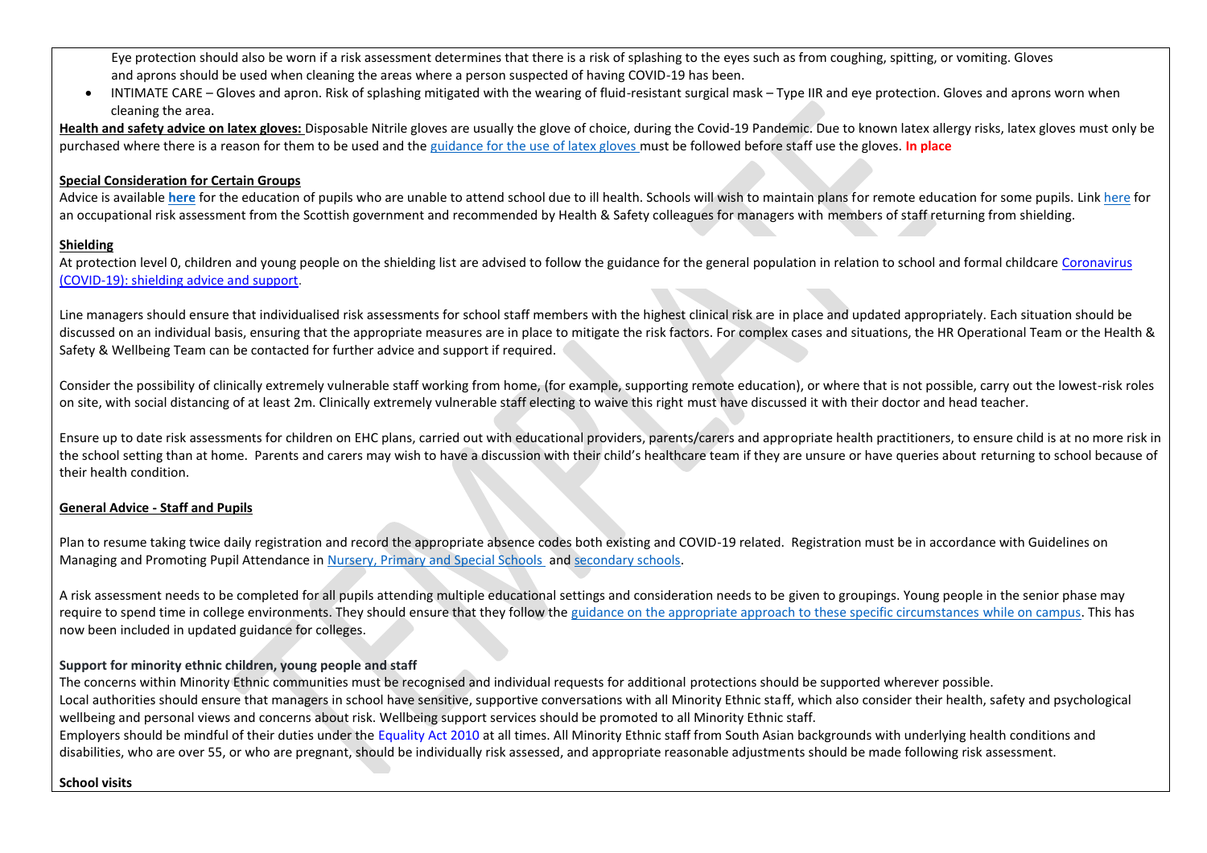Eye protection should also be worn if a risk assessment determines that there is a risk of splashing to the eyes such as from coughing, spitting, or vomiting. Gloves and aprons should be used when cleaning the areas where a person suspected of having COVID-19 has been.

- INTIMATE CARE – Gloves and apron. Risk of splashing mitigated with the wearing of fluid-resistant surgical mask – Type IIR and eye protection. Gloves and aprons worn when cleaning the area.

**Health and safety advice on latex gloves:** Disposable Nitrile gloves are usually the glove of choice, during the Covid-19 Pandemic. Due to known latex allergy risks, latex gloves must only be purchased where there is a reason for them to be used and the guidance for the use of latex gloves must be followed before staff use the gloves. **In place**

**Special Consideration for Certain Groups**

Advice is available **here** for the education of pupils who are unable to attend school due to ill health. Schools will wish to maintain plans for remote education for some pupils. Link here for an occupational risk assessment from the Scottish government and recommended by Health & Safety colleagues for managers with members of staff returning from shielding.

**Shielding**

At protection level 0, children and young people on the shielding list are advised to follow the guidance for the general population in relation to school and formal childcare Coronavirus (COVID-19): shielding advice and support.

Line managers should ensure that individualised risk assessments for school staff members with the highest clinical risk are in place and updated appropriately. Each situation should be discussed on an individual basis, ensuring that the appropriate measures are in place to mitigate the risk factors. For complex cases and situations, the HR Operational Team or the Health & Safety & Wellbeing Team can be contacted for further advice and support if required.

Consider the possibility of clinically extremely vulnerable staff working from home, (for example, supporting remote education), or where that is not possible, carry out the lowest-risk roles on site, with social distancing of at least 2m. Clinically extremely vulnerable staff electing to waive this right must have discussed it with their doctor and head teacher.

Ensure up to date risk assessments for children on EHC plans, carried out with educational providers, parents/carers and appropriate health practitioners, to ensure child is at no more risk in the school setting than at home. Parents and carers may wish to have a discussion with their child's healthcare team if they are unsure or have queries about returning to school because of their health condition.

**General Advice - Staff and Pupils**

Plan to resume taking twice daily registration and record the appropriate absence codes both existing and COVID-19 related. Registration must be in accordance with Guidelines on Managing and Promoting Pupil Attendance in Nursery, Primary and Special Schools and secondary schools.

A risk assessment needs to be completed for all pupils attending multiple educational settings and consideration needs to be given to groupings. Young people in the senior phase may require to spend time in college environments. They should ensure that they follow the guidance on the appropriate approach to these specific circumstances while on campus. This has now been included in updated guidance for colleges.

**Support for minority ethnic children, young people and staff**

The concerns within Minority Ethnic communities must be recognised and individual requests for additional protections should be supported wherever possible.
Local authorities should ensure that managers in school have sensitive, supportive conversations with all Minority Ethnic staff, which also consider their health, safety and psychological wellbeing and personal views and concerns about risk. Wellbeing support services should be promoted to all Minority Ethnic staff.
Employers should be mindful of their duties under the Equality Act 2010 at all times. All Minority Ethnic staff from South Asian backgrounds with underlying health conditions and disabilities, who are over 55, or who are pregnant, should be individually risk assessed, and appropriate reasonable adjustments should be made following risk assessment.

**School visits**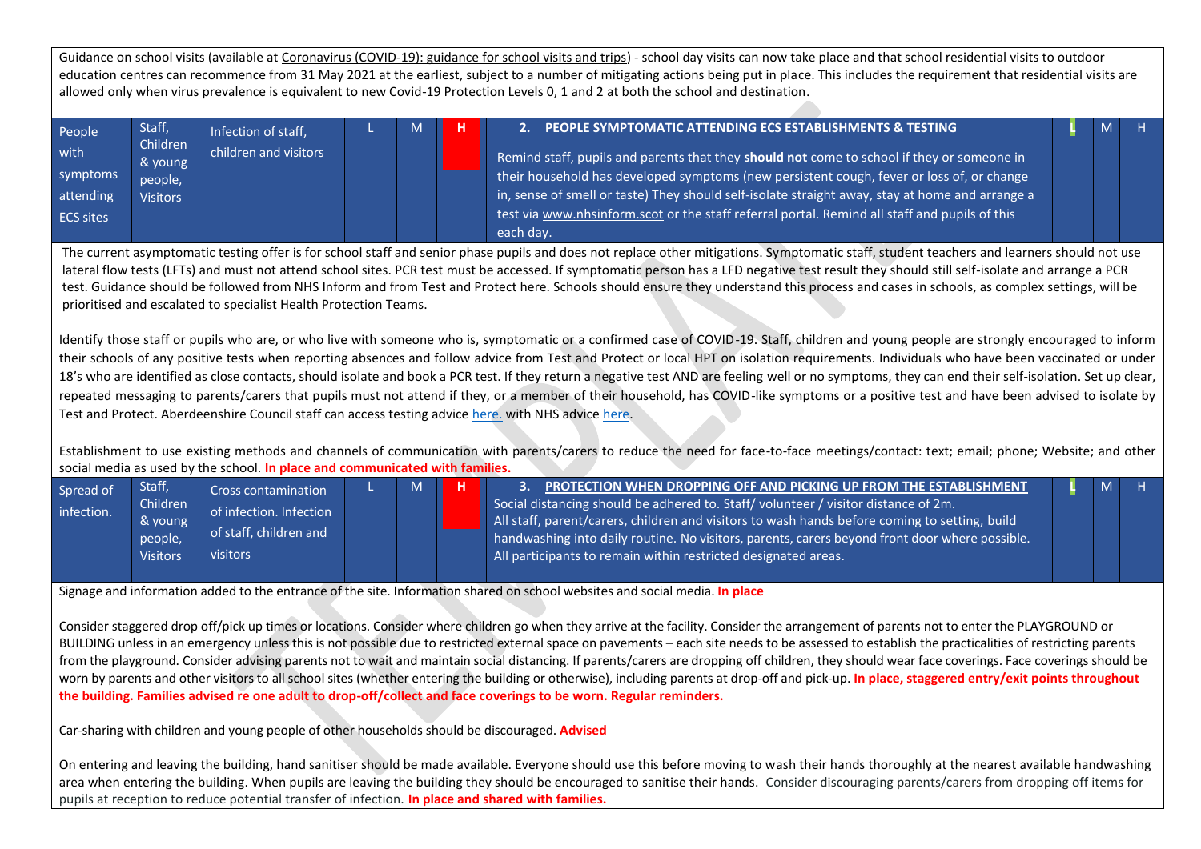Guidance on school visits (available at Coronavirus (COVID-19): guidance for school visits and trips) - school day visits can now take place and that school residential visits to outdoor education centres can recommence from 31 May 2021 at the earliest, subject to a number of mitigating actions being put in place. This includes the requirement that residential visits are allowed only when virus prevalence is equivalent to new Covid-19 Protection Levels 0, 1 and 2 at both the school and destination.

| People with symptoms attending ECS sites | Staff, Children & young people, Visitors | Infection of staff, children and visitors | L | M | H | **2. PEOPLE SYMPTOMATIC ATTENDING ECS ESTABLISHMENTS & TESTING**<br><br>Remind staff, pupils and parents that they **should not** come to school if they or someone in their household has developed symptoms (new persistent cough, fever or loss of, or change in, sense of smell or taste) They should self-isolate straight away, stay at home and arrange a test via www.nhsinform.scot or the staff referral portal. Remind all staff and pupils of this each day. | L | M | H |
|---|---|---|---|---|---|---|---|---|---|

The current asymptomatic testing offer is for school staff and senior phase pupils and does not replace other mitigations. Symptomatic staff, student teachers and learners should not use lateral flow tests (LFTs) and must not attend school sites. PCR test must be accessed. If symptomatic person has a LFD negative test result they should still self-isolate and arrange a PCR test. Guidance should be followed from NHS Inform and from Test and Protect here. Schools should ensure they understand this process and cases in schools, as complex settings, will be prioritised and escalated to specialist Health Protection Teams.

Identify those staff or pupils who are, or who live with someone who is, symptomatic or a confirmed case of COVID-19. Staff, children and young people are strongly encouraged to inform their schools of any positive tests when reporting absences and follow advice from Test and Protect or local HPT on isolation requirements. Individuals who have been vaccinated or under 18's who are identified as close contacts, should isolate and book a PCR test. If they return a negative test AND are feeling well or no symptoms, they can end their self-isolation. Set up clear, repeated messaging to parents/carers that pupils must not attend if they, or a member of their household, has COVID-like symptoms or a positive test and have been advised to isolate by Test and Protect. Aberdeenshire Council staff can access testing advice here. with NHS advice here.

Establishment to use existing methods and channels of communication with parents/carers to reduce the need for face-to-face meetings/contact: text; email; phone; Website; and other social media as used by the school. **In place and communicated with families.**

| Spread of infection. | Staff, Children & young people, Visitors | Cross contamination of infection. Infection of staff, children and visitors | L | M | H | **3. PROTECTION WHEN DROPPING OFF AND PICKING UP FROM THE ESTABLISHMENT**<br>Social distancing should be adhered to. Staff/ volunteer / visitor distance of 2m.<br>All staff, parent/carers, children and visitors to wash hands before coming to setting, build handwashing into daily routine. No visitors, parents, carers beyond front door where possible.<br>All participants to remain within restricted designated areas. | L | M | H |
|---|---|---|---|---|---|---|---|---|---|

Signage and information added to the entrance of the site. Information shared on school websites and social media. **In place**

Consider staggered drop off/pick up times or locations. Consider where children go when they arrive at the facility. Consider the arrangement of parents not to enter the PLAYGROUND or BUILDING unless in an emergency unless this is not possible due to restricted external space on pavements – each site needs to be assessed to establish the practicalities of restricting parents from the playground. Consider advising parents not to wait and maintain social distancing. If parents/carers are dropping off children, they should wear face coverings. Face coverings should be worn by parents and other visitors to all school sites (whether entering the building or otherwise), including parents at drop-off and pick-up. **In place, staggered entry/exit points throughout the building. Families advised re one adult to drop-off/collect and face coverings to be worn. Regular reminders.**

Car-sharing with children and young people of other households should be discouraged. **Advised**

On entering and leaving the building, hand sanitiser should be made available. Everyone should use this before moving to wash their hands thoroughly at the nearest available handwashing area when entering the building. When pupils are leaving the building they should be encouraged to sanitise their hands. Consider discouraging parents/carers from dropping off items for pupils at reception to reduce potential transfer of infection. **In place and shared with families.**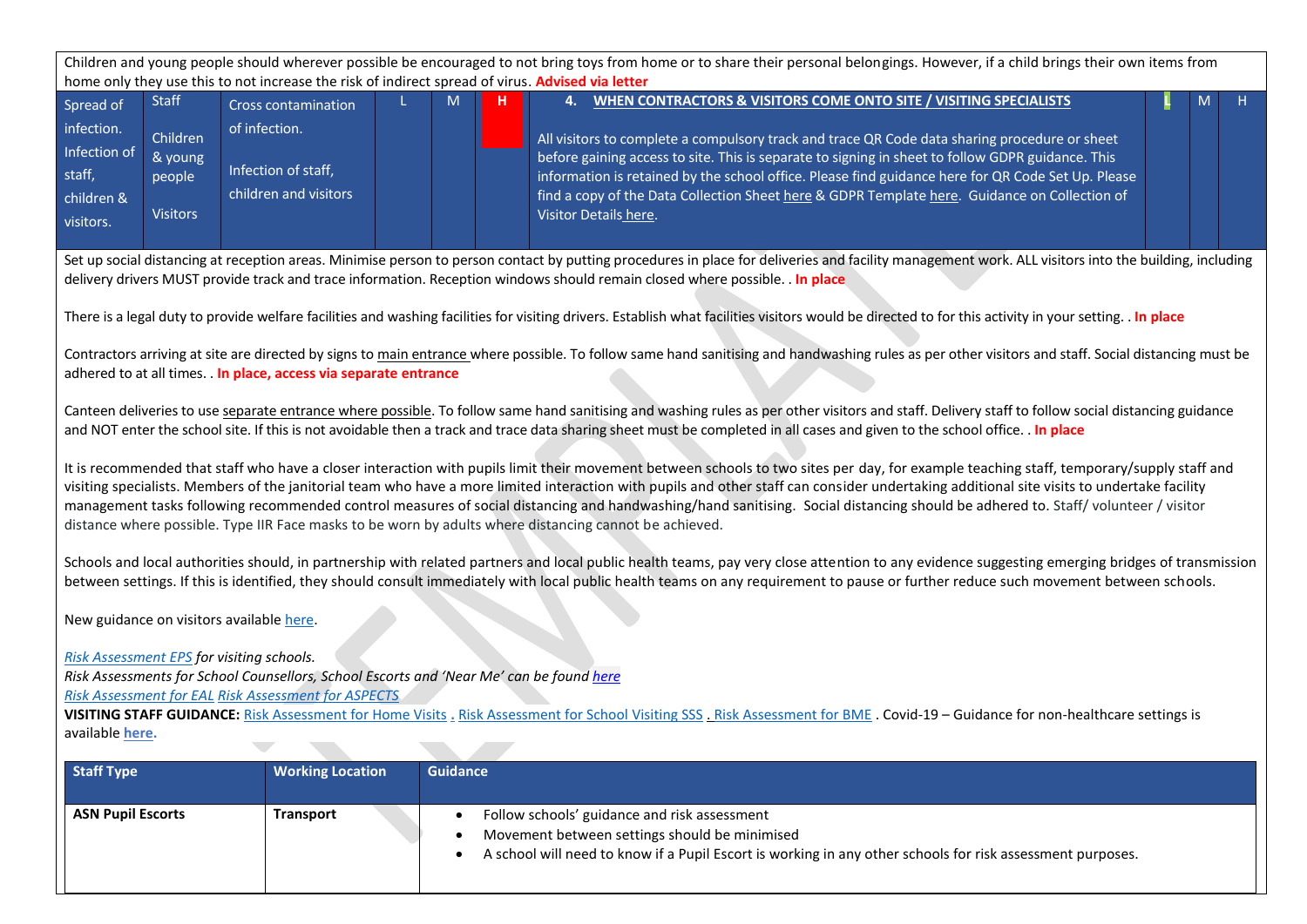Children and young people should wherever possible be encouraged to not bring toys from home or to share their personal belongings. However, if a child brings their own items from home only they use this to not increase the risk of indirect spread of virus. **Advised via letter**

| | | | L | M | H | | L | M | H |
|---|---|---|---|---|---|---|---|---|---|
| Spread of infection. Infection of staff, children & visitors. | Staff<br><br>Children & young people<br><br>Visitors | Cross contamination of infection.<br><br>Infection of staff, children and visitors | | | H | **4. WHEN CONTRACTORS & VISITORS COME ONTO SITE / VISITING SPECIALISTS**<br><br>All visitors to complete a compulsory track and trace QR Code data sharing procedure or sheet before gaining access to site. This is separate to signing in sheet to follow GDPR guidance. This information is retained by the school office. Please find guidance here for QR Code Set Up. Please find a copy of the Data Collection Sheet here & GDPR Template here. Guidance on Collection of Visitor Details here. | L | | |

Set up social distancing at reception areas. Minimise person to person contact by putting procedures in place for deliveries and facility management work. ALL visitors into the building, including delivery drivers MUST provide track and trace information. Reception windows should remain closed where possible. . **In place**

There is a legal duty to provide welfare facilities and washing facilities for visiting drivers. Establish what facilities visitors would be directed to for this activity in your setting. . **In place**

Contractors arriving at site are directed by signs to main entrance where possible. To follow same hand sanitising and handwashing rules as per other visitors and staff. Social distancing must be adhered to at all times. . **In place, access via separate entrance**

Canteen deliveries to use separate entrance where possible. To follow same hand sanitising and washing rules as per other visitors and staff. Delivery staff to follow social distancing guidance and NOT enter the school site. If this is not avoidable then a track and trace data sharing sheet must be completed in all cases and given to the school office. . **In place**

It is recommended that staff who have a closer interaction with pupils limit their movement between schools to two sites per day, for example teaching staff, temporary/supply staff and visiting specialists. Members of the janitorial team who have a more limited interaction with pupils and other staff can consider undertaking additional site visits to undertake facility management tasks following recommended control measures of social distancing and handwashing/hand sanitising. Social distancing should be adhered to. Staff/ volunteer / visitor distance where possible. Type IIR Face masks to be worn by adults where distancing cannot be achieved.

Schools and local authorities should, in partnership with related partners and local public health teams, pay very close attention to any evidence suggesting emerging bridges of transmission between settings. If this is identified, they should consult immediately with local public health teams on any requirement to pause or further reduce such movement between schools.

New guidance on visitors available here.

*Risk Assessment EPS for visiting schools.*
*Risk Assessments for School Counsellors, School Escorts and 'Near Me' can be found here*
*Risk Assessment for EAL Risk Assessment for ASPECTS*
**VISITING STAFF GUIDANCE:** Risk Assessment for Home Visits . Risk Assessment for School Visiting SSS . Risk Assessment for BME . Covid-19 – Guidance for non-healthcare settings is available **here.**

| Staff Type | Working Location | Guidance |
|---|---|---|
| **ASN Pupil Escorts** | **Transport** | • Follow schools' guidance and risk assessment<br>• Movement between settings should be minimised<br>• A school will need to know if a Pupil Escort is working in any other schools for risk assessment purposes. |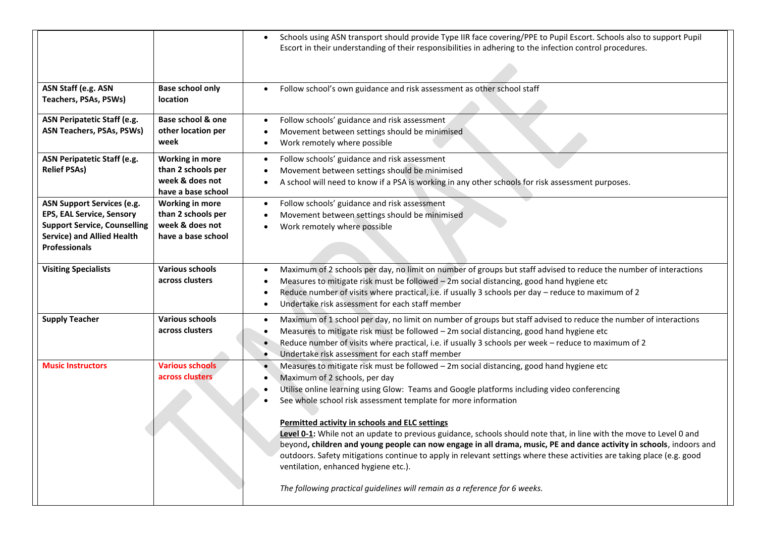| | | |
|---|---|---|
| | | • Schools using ASN transport should provide Type IIR face covering/PPE to Pupil Escort. Schools also to support Pupil Escort in their understanding of their responsibilities in adhering to the infection control procedures. |
| **ASN Staff (e.g. ASN Teachers, PSAs, PSWs)** | **Base school only location** | • Follow school's own guidance and risk assessment as other school staff |
| **ASN Peripatetic Staff (e.g. ASN Teachers, PSAs, PSWs)** | **Base school & one other location per week** | • Follow schools' guidance and risk assessment<br>• Movement between settings should be minimised<br>• Work remotely where possible |
| **ASN Peripatetic Staff (e.g. Relief PSAs)** | **Working in more than 2 schools per week & does not have a base school** | • Follow schools' guidance and risk assessment<br>• Movement between settings should be minimised<br>• A school will need to know if a PSA is working in any other schools for risk assessment purposes. |
| **ASN Support Services (e.g. EPS, EAL Service, Sensory Support Service, Counselling Service) and Allied Health Professionals** | **Working in more than 2 schools per week & does not have a base school** | • Follow schools' guidance and risk assessment<br>• Movement between settings should be minimised<br>• Work remotely where possible |
| **Visiting Specialists** | **Various schools across clusters** | • Maximum of 2 schools per day, no limit on number of groups but staff advised to reduce the number of interactions<br>• Measures to mitigate risk must be followed – 2m social distancing, good hand hygiene etc<br>• Reduce number of visits where practical, i.e. if usually 3 schools per day – reduce to maximum of 2<br>• Undertake risk assessment for each staff member |
| **Supply Teacher** | **Various schools across clusters** | • Maximum of 1 school per day, no limit on number of groups but staff advised to reduce the number of interactions<br>• Measures to mitigate risk must be followed – 2m social distancing, good hand hygiene etc<br>• Reduce number of visits where practical, i.e. if usually 3 schools per week – reduce to maximum of 2<br>• Undertake risk assessment for each staff member |
| **Music Instructors** | **Various schools across clusters** | • Measures to mitigate risk must be followed – 2m social distancing, good hand hygiene etc<br>• Maximum of 2 schools, per day<br>• Utilise online learning using Glow: Teams and Google platforms including video conferencing<br>• See whole school risk assessment template for more information<br><br>**Permitted activity in schools and ELC settings**<br>**Level 0-1:** While not an update to previous guidance, schools should note that, in line with the move to Level 0 and beyond**, children and young people can now engage in all drama, music, PE and dance activity in schools**, indoors and outdoors. Safety mitigations continue to apply in relevant settings where these activities are taking place (e.g. good ventilation, enhanced hygiene etc.).<br><br>*The following practical guidelines will remain as a reference for 6 weeks.* |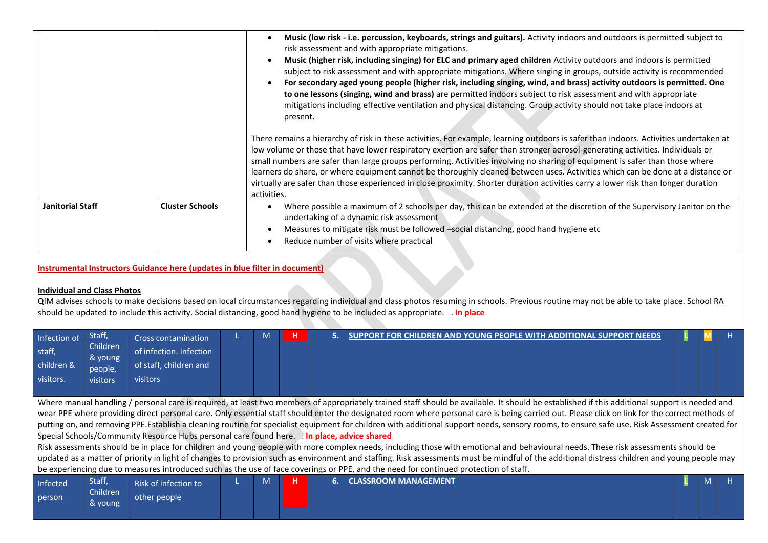| | | |
|---|---|---|
| | | • **Music (low risk - i.e. percussion, keyboards, strings and guitars).** Activity indoors and outdoors is permitted subject to risk assessment and with appropriate mitigations.<br>• **Music (higher risk, including singing) for ELC and primary aged children** Activity outdoors and indoors is permitted subject to risk assessment and with appropriate mitigations. Where singing in groups, outside activity is recommended<br>• **For secondary aged young people (higher risk, including singing, wind, and brass) activity outdoors is permitted. One to one lessons (singing, wind and brass)** are permitted indoors subject to risk assessment and with appropriate mitigations including effective ventilation and physical distancing. Group activity should not take place indoors at present.<br><br>There remains a hierarchy of risk in these activities. For example, learning outdoors is safer than indoors. Activities undertaken at low volume or those that have lower respiratory exertion are safer than stronger aerosol-generating activities. Individuals or small numbers are safer than large groups performing. Activities involving no sharing of equipment is safer than those where learners do share, or where equipment cannot be thoroughly cleaned between uses. Activities which can be done at a distance or virtually are safer than those experienced in close proximity. Shorter duration activities carry a lower risk than longer duration activities. |
| **Janitorial Staff** | **Cluster Schools** | • Where possible a maximum of 2 schools per day, this can be extended at the discretion of the Supervisory Janitor on the undertaking of a dynamic risk assessment<br>• Measures to mitigate risk must be followed –social distancing, good hand hygiene etc<br>• Reduce number of visits where practical |

**Instrumental Instructors Guidance here (updates in blue filter in document)**

**Individual and Class Photos**

QIM advises schools to make decisions based on local circumstances regarding individual and class photos resuming in schools. Previous routine may not be able to take place. School RA should be updated to include this activity. Social distancing, good hand hygiene to be included as appropriate. . **In place**

| Infection of staff, children & visitors. | Staff, Children & young people, visitors | Cross contamination of infection. Infection of staff, children and visitors | L | M | H | 5. **SUPPORT FOR CHILDREN AND YOUNG PEOPLE WITH ADDITIONAL SUPPORT NEEDS** | L | M | H |
|---|---|---|---|---|---|---|---|---|---|

Where manual handling / personal care is required, at least two members of appropriately trained staff should be available. It should be established if this additional support is needed and wear PPE where providing direct personal care. Only essential staff should enter the designated room where personal care is being carried out. Please click on link for the correct methods of putting on, and removing PPE.Establish a cleaning routine for specialist equipment for children with additional support needs, sensory rooms, to ensure safe use. Risk Assessment created for Special Schools/Community Resource Hubs personal care found here. . **In place, advice shared**

Risk assessments should be in place for children and young people with more complex needs, including those with emotional and behavioural needs. These risk assessments should be updated as a matter of priority in light of changes to provision such as environment and staffing. Risk assessments must be mindful of the additional distress children and young people may be experiencing due to measures introduced such as the use of face coverings or PPE, and the need for continued protection of staff.

| Infected person | Staff, Children & young | Risk of infection to other people | L | M | H | 6. **CLASSROOM MANAGEMENT** | L | M | H |
|---|---|---|---|---|---|---|---|---|---|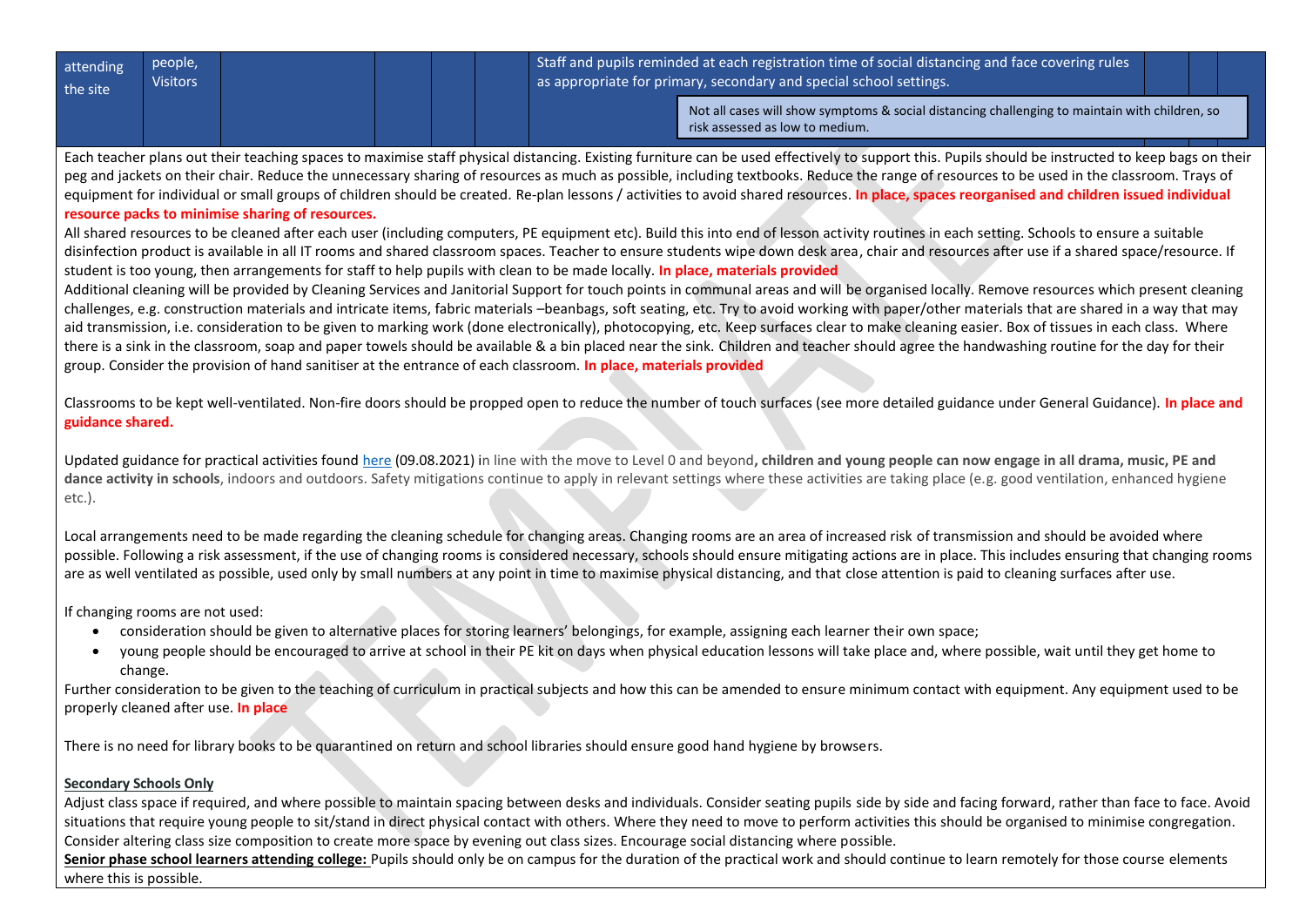| attending the site | people, Visitors | | | | | Staff and pupils reminded at each registration time of social distancing and face covering rules as appropriate for primary, secondary and special school settings. Not all cases will show symptoms & social distancing challenging to maintain with children, so risk assessed as low to medium. | | | |
|---|---|---|---|---|---|---|---|---|---|

Each teacher plans out their teaching spaces to maximise staff physical distancing. Existing furniture can be used effectively to support this. Pupils should be instructed to keep bags on their peg and jackets on their chair. Reduce the unnecessary sharing of resources as much as possible, including textbooks. Reduce the range of resources to be used in the classroom. Trays of equipment for individual or small groups of children should be created. Re-plan lessons / activities to avoid shared resources. **In place, spaces reorganised and children issued individual resource packs to minimise sharing of resources.**

All shared resources to be cleaned after each user (including computers, PE equipment etc). Build this into end of lesson activity routines in each setting. Schools to ensure a suitable disinfection product is available in all IT rooms and shared classroom spaces. Teacher to ensure students wipe down desk area, chair and resources after use if a shared space/resource. If student is too young, then arrangements for staff to help pupils with clean to be made locally. **In place, materials provided**

Additional cleaning will be provided by Cleaning Services and Janitorial Support for touch points in communal areas and will be organised locally. Remove resources which present cleaning challenges, e.g. construction materials and intricate items, fabric materials –beanbags, soft seating, etc. Try to avoid working with paper/other materials that are shared in a way that may aid transmission, i.e. consideration to be given to marking work (done electronically), photocopying, etc. Keep surfaces clear to make cleaning easier. Box of tissues in each class. Where there is a sink in the classroom, soap and paper towels should be available & a bin placed near the sink. Children and teacher should agree the handwashing routine for the day for their group. Consider the provision of hand sanitiser at the entrance of each classroom. **In place, materials provided**

Classrooms to be kept well-ventilated. Non-fire doors should be propped open to reduce the number of touch surfaces (see more detailed guidance under General Guidance). **In place and guidance shared.**

Updated guidance for practical activities found [here](here) (09.08.2021) in line with the move to Level 0 and beyond**, children and young people can now engage in all drama, music, PE and dance activity in schools**, indoors and outdoors. Safety mitigations continue to apply in relevant settings where these activities are taking place (e.g. good ventilation, enhanced hygiene etc.).

Local arrangements need to be made regarding the cleaning schedule for changing areas. Changing rooms are an area of increased risk of transmission and should be avoided where possible. Following a risk assessment, if the use of changing rooms is considered necessary, schools should ensure mitigating actions are in place. This includes ensuring that changing rooms are as well ventilated as possible, used only by small numbers at any point in time to maximise physical distancing, and that close attention is paid to cleaning surfaces after use.

If changing rooms are not used:

- consideration should be given to alternative places for storing learners' belongings, for example, assigning each learner their own space;
- young people should be encouraged to arrive at school in their PE kit on days when physical education lessons will take place and, where possible, wait until they get home to change.

Further consideration to be given to the teaching of curriculum in practical subjects and how this can be amended to ensure minimum contact with equipment. Any equipment used to be properly cleaned after use. **In place**

There is no need for library books to be quarantined on return and school libraries should ensure good hand hygiene by browsers.

**Secondary Schools Only**

Adjust class space if required, and where possible to maintain spacing between desks and individuals. Consider seating pupils side by side and facing forward, rather than face to face. Avoid situations that require young people to sit/stand in direct physical contact with others. Where they need to move to perform activities this should be organised to minimise congregation. Consider altering class size composition to create more space by evening out class sizes. Encourage social distancing where possible.

**Senior phase school learners attending college:** Pupils should only be on campus for the duration of the practical work and should continue to learn remotely for those course elements where this is possible.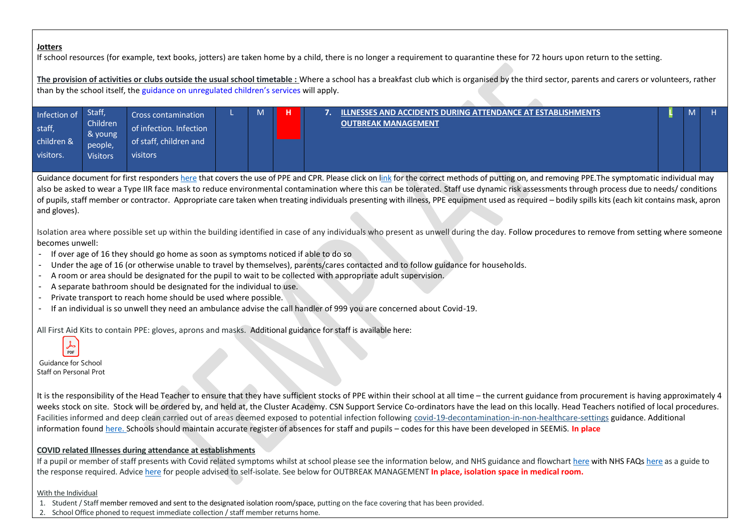**Jotters**

If school resources (for example, text books, jotters) are taken home by a child, there is no longer a requirement to quarantine these for 72 hours upon return to the setting.

**The provision of activities or clubs outside the usual school timetable :** Where a school has a breakfast club which is organised by the third sector, parents and carers or volunteers, rather than by the school itself, the guidance on unregulated children's services will apply.

| Infection of staff, children & visitors. | Staff, Children & young people, Visitors | Cross contamination of infection. Infection of staff, children and visitors | L | M | H | 7. **ILLNESSES AND ACCIDENTS DURING ATTENDANCE AT ESTABLISHMENTS OUTBREAK MANAGEMENT** | L | M | H |
|---|---|---|---|---|---|---|---|---|---|

Guidance document for first responders here that covers the use of PPE and CPR. Please click on link for the correct methods of putting on, and removing PPE.The symptomatic individual may also be asked to wear a Type IIR face mask to reduce environmental contamination where this can be tolerated. Staff use dynamic risk assessments through process due to needs/ conditions of pupils, staff member or contractor. Appropriate care taken when treating individuals presenting with illness, PPE equipment used as required – bodily spills kits (each kit contains mask, apron and gloves).

Isolation area where possible set up within the building identified in case of any individuals who present as unwell during the day. Follow procedures to remove from setting where someone becomes unwell:

- If over age of 16 they should go home as soon as symptoms noticed if able to do so
- Under the age of 16 (or otherwise unable to travel by themselves), parents/cares contacted and to follow guidance for households.
- A room or area should be designated for the pupil to wait to be collected with appropriate adult supervision.
- A separate bathroom should be designated for the individual to use.
- Private transport to reach home should be used where possible.
- If an individual is so unwell they need an ambulance advise the call handler of 999 you are concerned about Covid-19.

All First Aid Kits to contain PPE: gloves, aprons and masks. Additional guidance for staff is available here:

Guidance for School Staff on Personal Prot

It is the responsibility of the Head Teacher to ensure that they have sufficient stocks of PPE within their school at all time – the current guidance from procurement is having approximately 4 weeks stock on site. Stock will be ordered by, and held at, the Cluster Academy. CSN Support Service Co-ordinators have the lead on this locally. Head Teachers notified of local procedures. Facilities informed and deep clean carried out of areas deemed exposed to potential infection following covid-19-decontamination-in-non-healthcare-settings guidance. Additional information found here. Schools should maintain accurate register of absences for staff and pupils – codes for this have been developed in SEEMiS. **In place**

**COVID related Illnesses during attendance at establishments**

If a pupil or member of staff presents with Covid related symptoms whilst at school please see the information below, and NHS guidance and flowchart here with NHS FAQs here as a guide to the response required. Advice here for people advised to self-isolate. See below for OUTBREAK MANAGEMENT **In place, isolation space in medical room.**

With the Individual

1. Student / Staff member removed and sent to the designated isolation room/space, putting on the face covering that has been provided.
2. School Office phoned to request immediate collection / staff member returns home.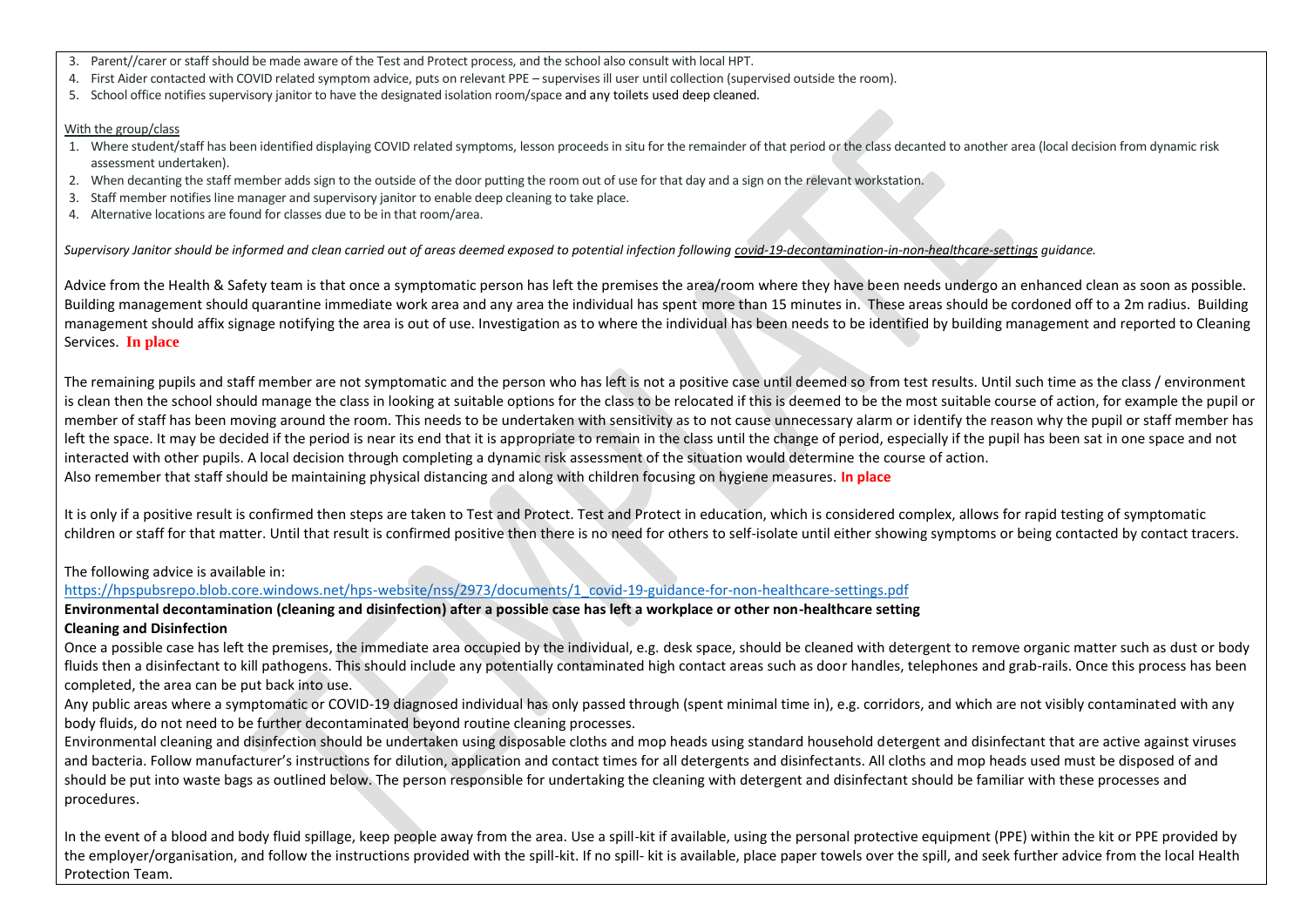3. Parent//carer or staff should be made aware of the Test and Protect process, and the school also consult with local HPT.
4. First Aider contacted with COVID related symptom advice, puts on relevant PPE – supervises ill user until collection (supervised outside the room).
5. School office notifies supervisory janitor to have the designated isolation room/space and any toilets used deep cleaned.

With the group/class

1. Where student/staff has been identified displaying COVID related symptoms, lesson proceeds in situ for the remainder of that period or the class decanted to another area (local decision from dynamic risk assessment undertaken).
2. When decanting the staff member adds sign to the outside of the door putting the room out of use for that day and a sign on the relevant workstation.
3. Staff member notifies line manager and supervisory janitor to enable deep cleaning to take place.
4. Alternative locations are found for classes due to be in that room/area.

*Supervisory Janitor should be informed and clean carried out of areas deemed exposed to potential infection following covid-19-decontamination-in-non-healthcare-settings guidance.*

Advice from the Health & Safety team is that once a symptomatic person has left the premises the area/room where they have been needs undergo an enhanced clean as soon as possible. Building management should quarantine immediate work area and any area the individual has spent more than 15 minutes in. These areas should be cordoned off to a 2m radius. Building management should affix signage notifying the area is out of use. Investigation as to where the individual has been needs to be identified by building management and reported to Cleaning Services. **In place**

The remaining pupils and staff member are not symptomatic and the person who has left is not a positive case until deemed so from test results. Until such time as the class / environment is clean then the school should manage the class in looking at suitable options for the class to be relocated if this is deemed to be the most suitable course of action, for example the pupil or member of staff has been moving around the room. This needs to be undertaken with sensitivity as to not cause unnecessary alarm or identify the reason why the pupil or staff member has left the space. It may be decided if the period is near its end that it is appropriate to remain in the class until the change of period, especially if the pupil has been sat in one space and not interacted with other pupils. A local decision through completing a dynamic risk assessment of the situation would determine the course of action.
Also remember that staff should be maintaining physical distancing and along with children focusing on hygiene measures. **In place**

It is only if a positive result is confirmed then steps are taken to Test and Protect. Test and Protect in education, which is considered complex, allows for rapid testing of symptomatic children or staff for that matter. Until that result is confirmed positive then there is no need for others to self-isolate until either showing symptoms or being contacted by contact tracers.

The following advice is available in:
https://hpspubsrepo.blob.core.windows.net/hps-website/nss/2973/documents/1_covid-19-guidance-for-non-healthcare-settings.pdf

**Environmental decontamination (cleaning and disinfection) after a possible case has left a workplace or other non-healthcare setting**

**Cleaning and Disinfection**

Once a possible case has left the premises, the immediate area occupied by the individual, e.g. desk space, should be cleaned with detergent to remove organic matter such as dust or body fluids then a disinfectant to kill pathogens. This should include any potentially contaminated high contact areas such as door handles, telephones and grab-rails. Once this process has been completed, the area can be put back into use.
Any public areas where a symptomatic or COVID-19 diagnosed individual has only passed through (spent minimal time in), e.g. corridors, and which are not visibly contaminated with any body fluids, do not need to be further decontaminated beyond routine cleaning processes.
Environmental cleaning and disinfection should be undertaken using disposable cloths and mop heads using standard household detergent and disinfectant that are active against viruses and bacteria. Follow manufacturer's instructions for dilution, application and contact times for all detergents and disinfectants. All cloths and mop heads used must be disposed of and should be put into waste bags as outlined below. The person responsible for undertaking the cleaning with detergent and disinfectant should be familiar with these processes and procedures.

In the event of a blood and body fluid spillage, keep people away from the area. Use a spill-kit if available, using the personal protective equipment (PPE) within the kit or PPE provided by the employer/organisation, and follow the instructions provided with the spill-kit. If no spill- kit is available, place paper towels over the spill, and seek further advice from the local Health Protection Team.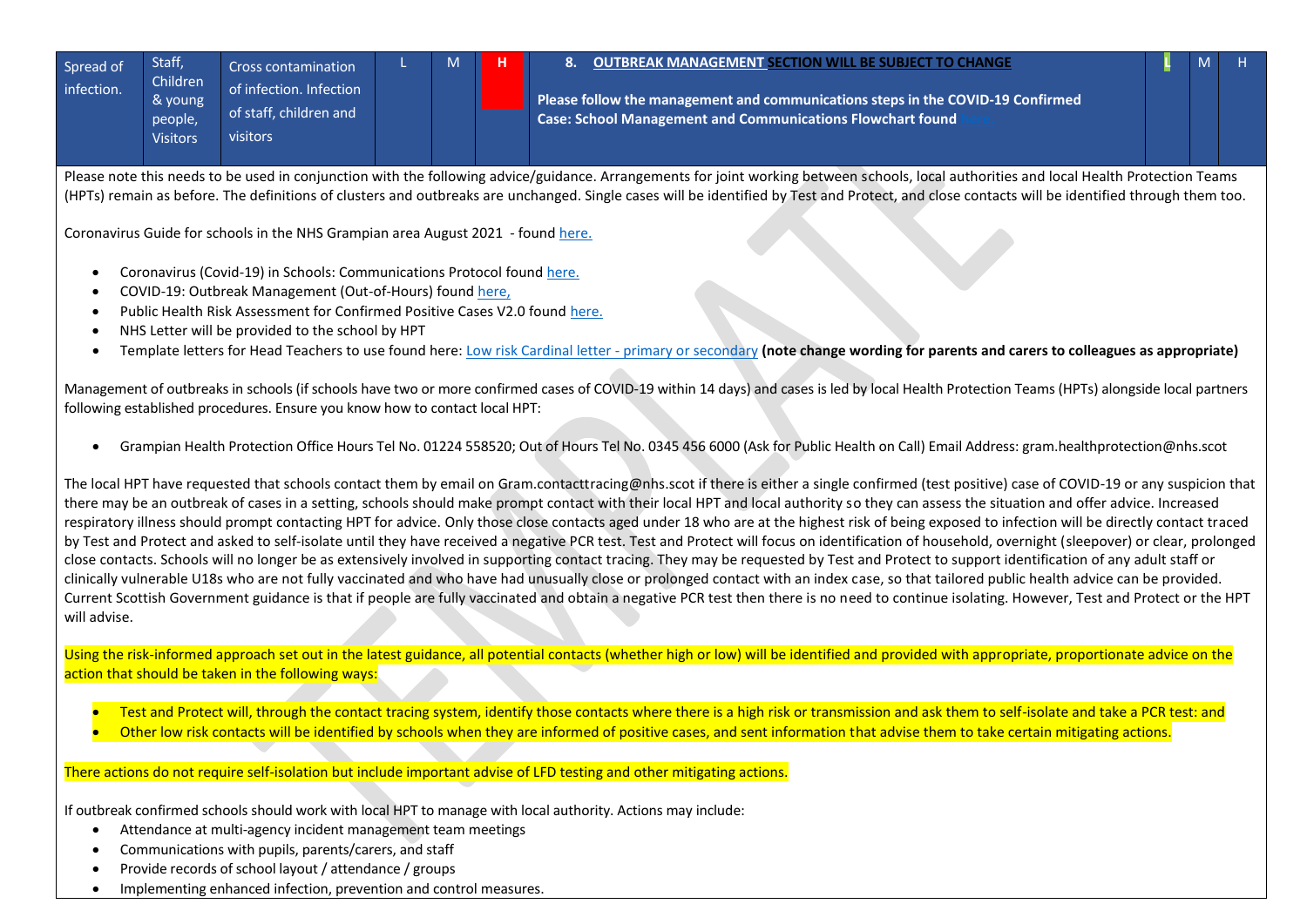| Spread of infection. | Staff, Children & young people, Visitors | Cross contamination of infection. Infection of staff, children and visitors | L | M | H | **8. OUTBREAK MANAGEMENT SECTION WILL BE SUBJECT TO CHANGE**<br><br>**Please follow the management and communications steps in the COVID-19 Confirmed Case: School Management and Communications Flowchart found here** | L | M | H |
|---|---|---|---|---|---|---|---|---|---|

Please note this needs to be used in conjunction with the following advice/guidance. Arrangements for joint working between schools, local authorities and local Health Protection Teams (HPTs) remain as before. The definitions of clusters and outbreaks are unchanged. Single cases will be identified by Test and Protect, and close contacts will be identified through them too.

Coronavirus Guide for schools in the NHS Grampian area August 2021 - found here.

- Coronavirus (Covid-19) in Schools: Communications Protocol found here.
- COVID-19: Outbreak Management (Out-of-Hours) found here,
- Public Health Risk Assessment for Confirmed Positive Cases V2.0 found here.
- NHS Letter will be provided to the school by HPT
- Template letters for Head Teachers to use found here: Low risk Cardinal letter - primary or secondary **(note change wording for parents and carers to colleagues as appropriate)**

Management of outbreaks in schools (if schools have two or more confirmed cases of COVID-19 within 14 days) and cases is led by local Health Protection Teams (HPTs) alongside local partners following established procedures. Ensure you know how to contact local HPT:

- Grampian Health Protection Office Hours Tel No. 01224 558520; Out of Hours Tel No. 0345 456 6000 (Ask for Public Health on Call) Email Address: gram.healthprotection@nhs.scot

The local HPT have requested that schools contact them by email on Gram.contacttracing@nhs.scot if there is either a single confirmed (test positive) case of COVID-19 or any suspicion that there may be an outbreak of cases in a setting, schools should make prompt contact with their local HPT and local authority so they can assess the situation and offer advice. Increased respiratory illness should prompt contacting HPT for advice. Only those close contacts aged under 18 who are at the highest risk of being exposed to infection will be directly contact traced by Test and Protect and asked to self-isolate until they have received a negative PCR test. Test and Protect will focus on identification of household, overnight (sleepover) or clear, prolonged close contacts. Schools will no longer be as extensively involved in supporting contact tracing. They may be requested by Test and Protect to support identification of any adult staff or clinically vulnerable U18s who are not fully vaccinated and who have had unusually close or prolonged contact with an index case, so that tailored public health advice can be provided. Current Scottish Government guidance is that if people are fully vaccinated and obtain a negative PCR test then there is no need to continue isolating. However, Test and Protect or the HPT will advise.

Using the risk-informed approach set out in the latest guidance, all potential contacts (whether high or low) will be identified and provided with appropriate, proportionate advice on the action that should be taken in the following ways:

- Test and Protect will, through the contact tracing system, identify those contacts where there is a high risk or transmission and ask them to self-isolate and take a PCR test: and
- Other low risk contacts will be identified by schools when they are informed of positive cases, and sent information that advise them to take certain mitigating actions.

There actions do not require self-isolation but include important advise of LFD testing and other mitigating actions.

If outbreak confirmed schools should work with local HPT to manage with local authority. Actions may include:

- Attendance at multi-agency incident management team meetings
- Communications with pupils, parents/carers, and staff
- Provide records of school layout / attendance / groups
- Implementing enhanced infection, prevention and control measures.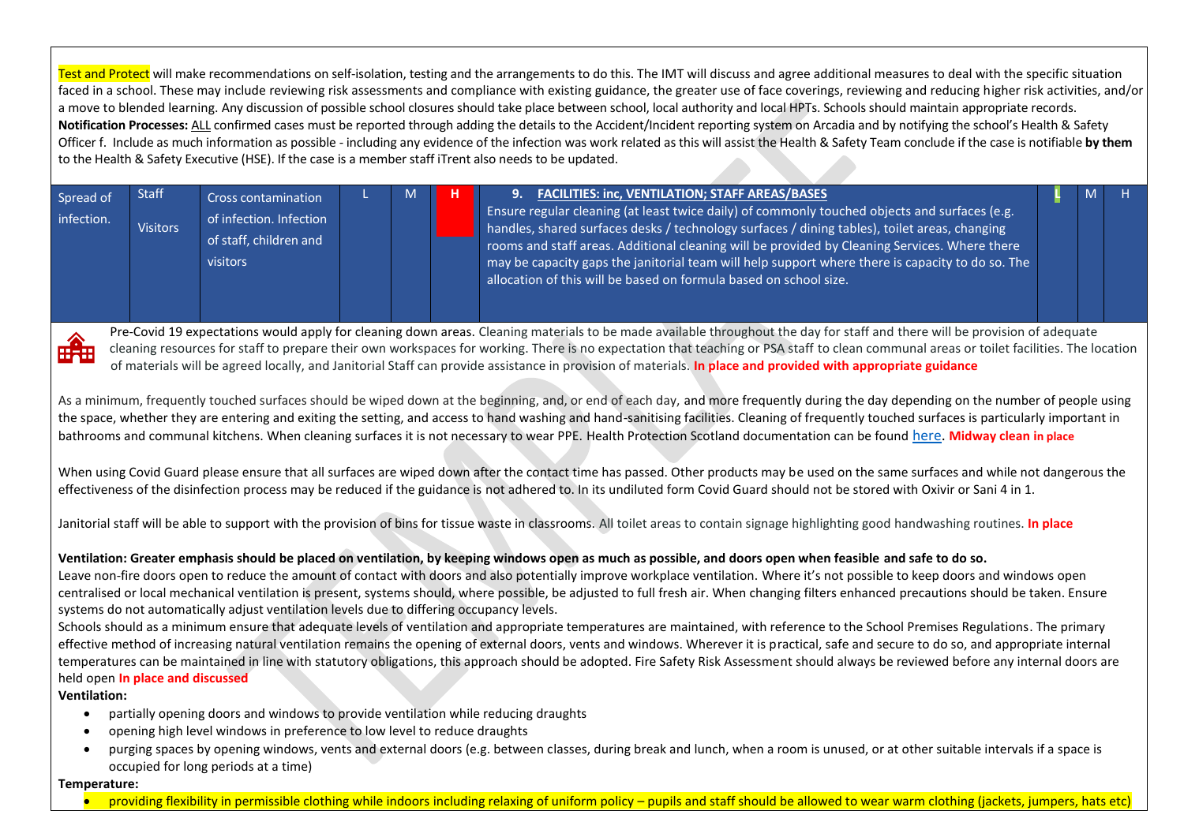Test and Protect will make recommendations on self-isolation, testing and the arrangements to do this. The IMT will discuss and agree additional measures to deal with the specific situation faced in a school. These may include reviewing risk assessments and compliance with existing guidance, the greater use of face coverings, reviewing and reducing higher risk activities, and/or a move to blended learning. Any discussion of possible school closures should take place between school, local authority and local HPTs. Schools should maintain appropriate records.

**Notification Processes:** ALL confirmed cases must be reported through adding the details to the Accident/Incident reporting system on Arcadia and by notifying the school's Health & Safety Officer f. Include as much information as possible - including any evidence of the infection was work related as this will assist the Health & Safety Team conclude if the case is notifiable **by them** to the Health & Safety Executive (HSE). If the case is a member staff iTrent also needs to be updated.

| | | | | | | | | | |
|---|---|---|---|---|---|---|---|---|---|
| Spread of infection. | Staff<br>Visitors | Cross contamination of infection. Infection of staff, children and visitors | L | M | H | **9. FACILITIES: inc, VENTILATION; STAFF AREAS/BASES**<br>Ensure regular cleaning (at least twice daily) of commonly touched objects and surfaces (e.g. handles, shared surfaces desks / technology surfaces / dining tables), toilet areas, changing rooms and staff areas. Additional cleaning will be provided by Cleaning Services. Where there may be capacity gaps the janitorial team will help support where there is capacity to do so. The allocation of this will be based on formula based on school size. | L | M | H |

Pre-Covid 19 expectations would apply for cleaning down areas. Cleaning materials to be made available throughout the day for staff and there will be provision of adequate cleaning resources for staff to prepare their own workspaces for working. There is no expectation that teaching or PSA staff to clean communal areas or toilet facilities. The location of materials will be agreed locally, and Janitorial Staff can provide assistance in provision of materials. **In place and provided with appropriate guidance**

As a minimum, frequently touched surfaces should be wiped down at the beginning, and, or end of each day, and more frequently during the day depending on the number of people using the space, whether they are entering and exiting the setting, and access to hand washing and hand-sanitising facilities. Cleaning of frequently touched surfaces is particularly important in bathrooms and communal kitchens. When cleaning surfaces it is not necessary to wear PPE. Health Protection Scotland documentation can be found here. **Midway clean in place**

When using Covid Guard please ensure that all surfaces are wiped down after the contact time has passed. Other products may be used on the same surfaces and while not dangerous the effectiveness of the disinfection process may be reduced if the guidance is not adhered to. In its undiluted form Covid Guard should not be stored with Oxivir or Sani 4 in 1.

Janitorial staff will be able to support with the provision of bins for tissue waste in classrooms. All toilet areas to contain signage highlighting good handwashing routines. **In place**

**Ventilation: Greater emphasis should be placed on ventilation, by keeping windows open as much as possible, and doors open when feasible and safe to do so.**

Leave non-fire doors open to reduce the amount of contact with doors and also potentially improve workplace ventilation. Where it's not possible to keep doors and windows open centralised or local mechanical ventilation is present, systems should, where possible, be adjusted to full fresh air. When changing filters enhanced precautions should be taken. Ensure systems do not automatically adjust ventilation levels due to differing occupancy levels.

Schools should as a minimum ensure that adequate levels of ventilation and appropriate temperatures are maintained, with reference to the School Premises Regulations. The primary effective method of increasing natural ventilation remains the opening of external doors, vents and windows. Wherever it is practical, safe and secure to do so, and appropriate internal temperatures can be maintained in line with statutory obligations, this approach should be adopted. Fire Safety Risk Assessment should always be reviewed before any internal doors are held open **In place and discussed**

**Ventilation:**

- partially opening doors and windows to provide ventilation while reducing draughts
- opening high level windows in preference to low level to reduce draughts
- purging spaces by opening windows, vents and external doors (e.g. between classes, during break and lunch, when a room is unused, or at other suitable intervals if a space is occupied for long periods at a time)

**Temperature:**

- providing flexibility in permissible clothing while indoors including relaxing of uniform policy – pupils and staff should be allowed to wear warm clothing (jackets, jumpers, hats etc)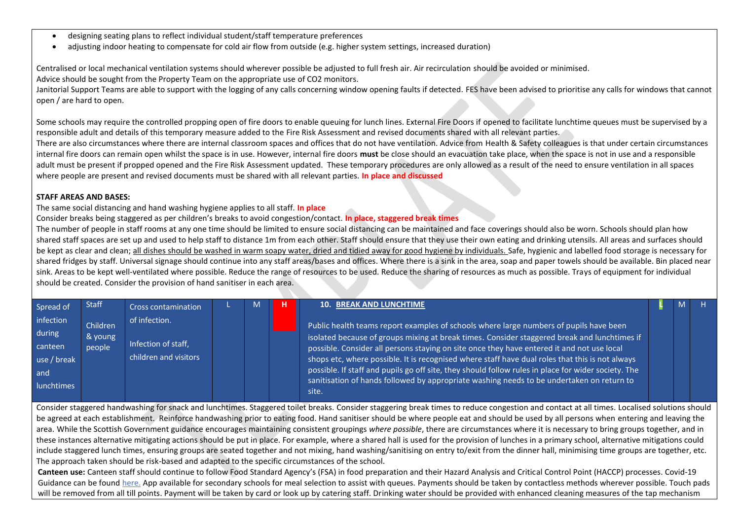- designing seating plans to reflect individual student/staff temperature preferences
- adjusting indoor heating to compensate for cold air flow from outside (e.g. higher system settings, increased duration)

Centralised or local mechanical ventilation systems should wherever possible be adjusted to full fresh air. Air recirculation should be avoided or minimised.
Advice should be sought from the Property Team on the appropriate use of CO2 monitors.
Janitorial Support Teams are able to support with the logging of any calls concerning window opening faults if detected. FES have been advised to prioritise any calls for windows that cannot open / are hard to open.

Some schools may require the controlled propping open of fire doors to enable queuing for lunch lines. External Fire Doors if opened to facilitate lunchtime queues must be supervised by a responsible adult and details of this temporary measure added to the Fire Risk Assessment and revised documents shared with all relevant parties.
There are also circumstances where there are internal classroom spaces and offices that do not have ventilation. Advice from Health & Safety colleagues is that under certain circumstances internal fire doors can remain open whilst the space is in use. However, internal fire doors **must** be close should an evacuation take place, when the space is not in use and a responsible adult must be present if propped opened and the Fire Risk Assessment updated. These temporary procedures are only allowed as a result of the need to ensure ventilation in all spaces where people are present and revised documents must be shared with all relevant parties. **In place and discussed**

**STAFF AREAS AND BASES:**
The same social distancing and hand washing hygiene applies to all staff. **In place**
Consider breaks being staggered as per children's breaks to avoid congestion/contact. **In place, staggered break times**
The number of people in staff rooms at any one time should be limited to ensure social distancing can be maintained and face coverings should also be worn. Schools should plan how shared staff spaces are set up and used to help staff to distance 1m from each other. Staff should ensure that they use their own eating and drinking utensils. All areas and surfaces should be kept as clear and clean; all dishes should be washed in warm soapy water, dried and tidied away for good hygiene by individuals. Safe, hygienic and labelled food storage is necessary for shared fridges by staff. Universal signage should continue into any staff areas/bases and offices. Where there is a sink in the area, soap and paper towels should be available. Bin placed near sink. Areas to be kept well-ventilated where possible. Reduce the range of resources to be used. Reduce the sharing of resources as much as possible. Trays of equipment for individual should be created. Consider the provision of hand sanitiser in each area.

| Spread of infection during canteen use / break and lunchtimes | Staff<br>Children & young people | Cross contamination of infection.<br>Infection of staff, children and visitors | L | M | H | **10. BREAK AND LUNCHTIME**<br>Public health teams report examples of schools where large numbers of pupils have been isolated because of groups mixing at break times. Consider staggered break and lunchtimes if possible. Consider all persons staying on site once they have entered it and not use local shops etc, where possible. It is recognised where staff have dual roles that this is not always possible. If staff and pupils go off site, they should follow rules in place for wider society. The sanitisation of hands followed by appropriate washing needs to be undertaken on return to site. | L | M | H |
|---|---|---|---|---|---|---|---|---|---|

Consider staggered handwashing for snack and lunchtimes. Staggered toilet breaks. Consider staggering break times to reduce congestion and contact at all times. Localised solutions should be agreed at each establishment. Reinforce handwashing prior to eating food. Hand sanitiser should be where people eat and should be used by all persons when entering and leaving the area. While the Scottish Government guidance encourages maintaining consistent groupings *where possible*, there are circumstances where it is necessary to bring groups together, and in these instances alternative mitigating actions should be put in place. For example, where a shared hall is used for the provision of lunches in a primary school, alternative mitigations could include staggered lunch times, ensuring groups are seated together and not mixing, hand washing/sanitising on entry to/exit from the dinner hall, minimising time groups are together, etc. The approach taken should be risk-based and adapted to the specific circumstances of the school.
**Canteen use:** Canteen staff should continue to follow Food Standard Agency's (FSA) in food preparation and their Hazard Analysis and Critical Control Point (HACCP) processes. Covid-19 Guidance can be found here. App available for secondary schools for meal selection to assist with queues. Payments should be taken by contactless methods wherever possible. Touch pads will be removed from all till points. Payment will be taken by card or look up by catering staff. Drinking water should be provided with enhanced cleaning measures of the tap mechanism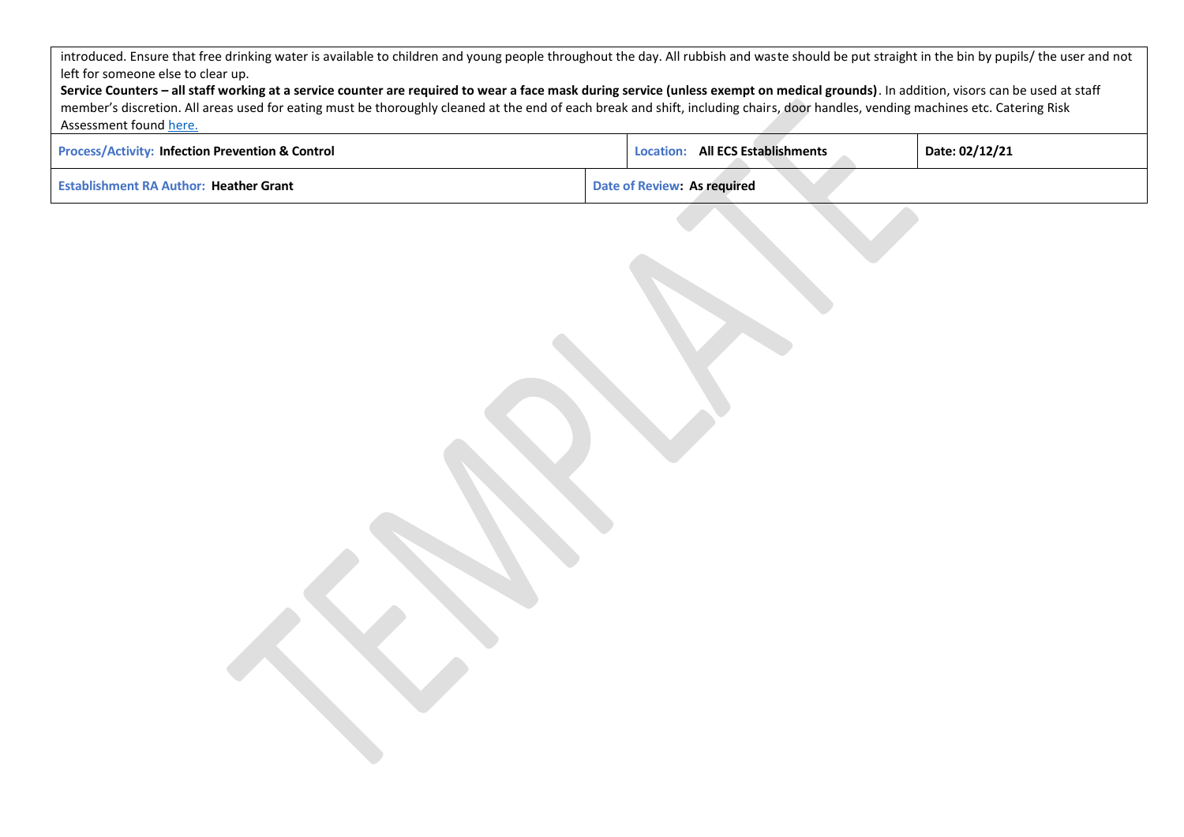introduced. Ensure that free drinking water is available to children and young people throughout the day. All rubbish and waste should be put straight in the bin by pupils/ the user and not left for someone else to clear up.

**Service Counters – all staff working at a service counter are required to wear a face mask during service (unless exempt on medical grounds)**. In addition, visors can be used at staff member's discretion. All areas used for eating must be thoroughly cleaned at the end of each break and shift, including chairs, door handles, vending machines etc. Catering Risk Assessment found here.

| | | |
|---|---|---|
| **Process/Activity: Infection Prevention & Control** | **Location: All ECS Establishments** | **Date: 02/12/21** |
| **Establishment RA Author: Heather Grant** | **Date of Review: As required** | |

TEMPLATE